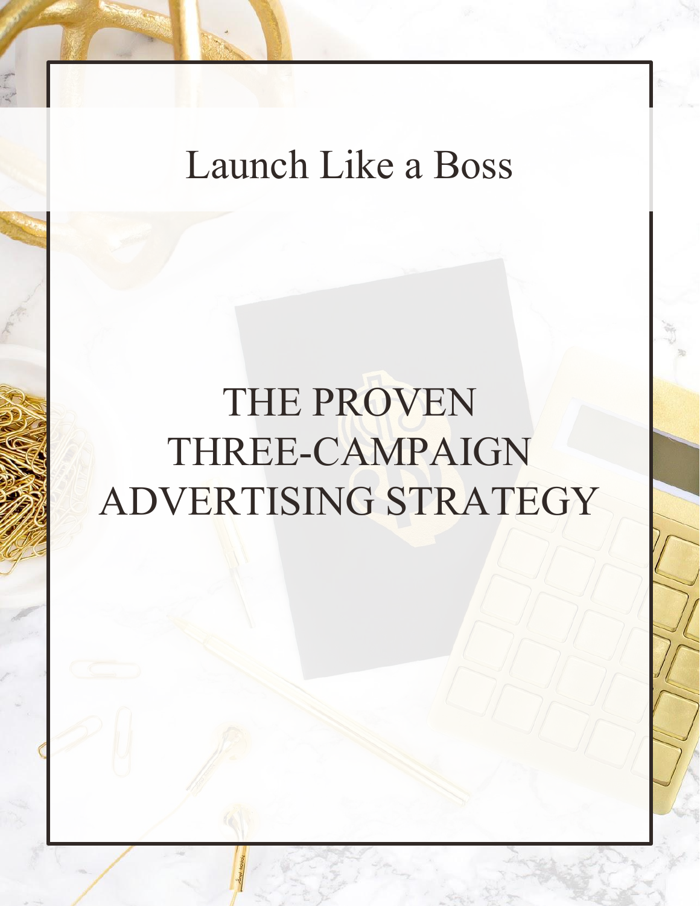Launch Like a Boss

# THE PROVEN THREE-CAMPAIGN ADVERTISING STRATEGY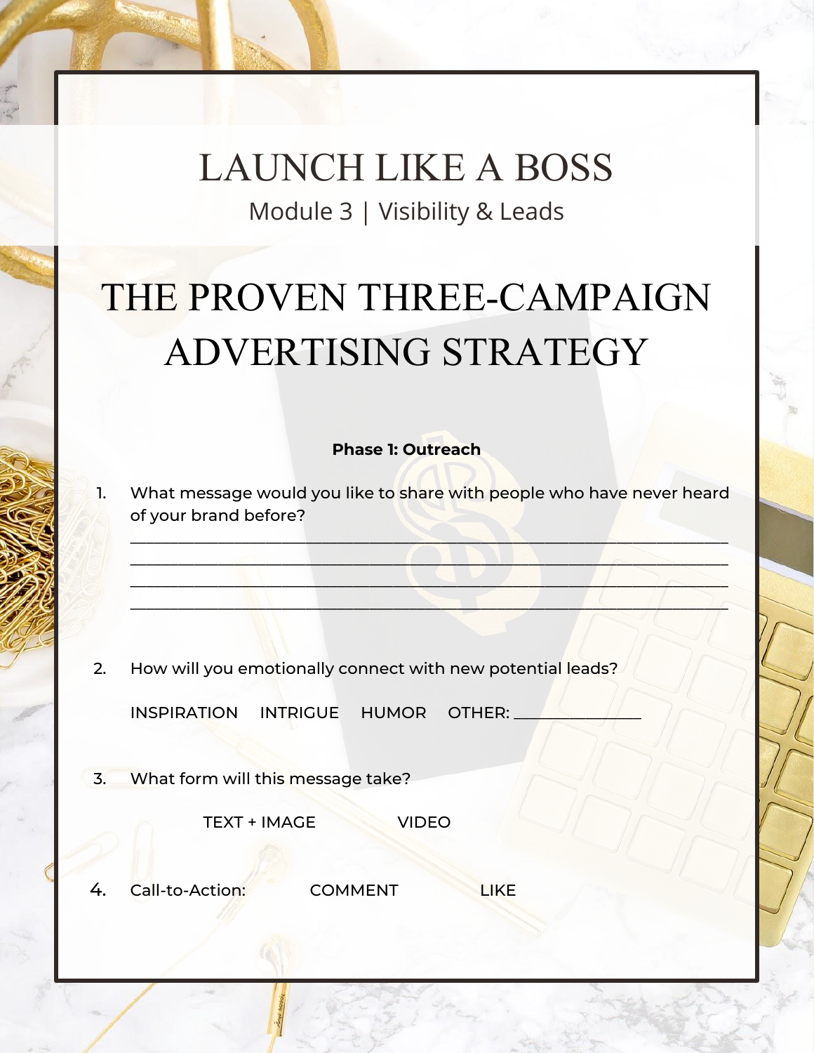# LAUNCH LIKE A BOSS

Module 3 | Visibility & Leads

## THE PROVEN THREE-CAMPAIGN ADVERTISING STRATEGY

**Phase 1: Outreach**

1. What message would you like to share with people who have never heard of your brand before?

   ________________________________________________________________
   ________________________________________________________________
   ________________________________________________________________
   ________________________________________________________________

2. How will you emotionally connect with new potential leads?

   INSPIRATION    INTRIGUE    HUMOR    OTHER: ______________

3. What form will this message take?

   TEXT + IMAGE    VIDEO

4. Call-to-Action:    COMMENT    LIKE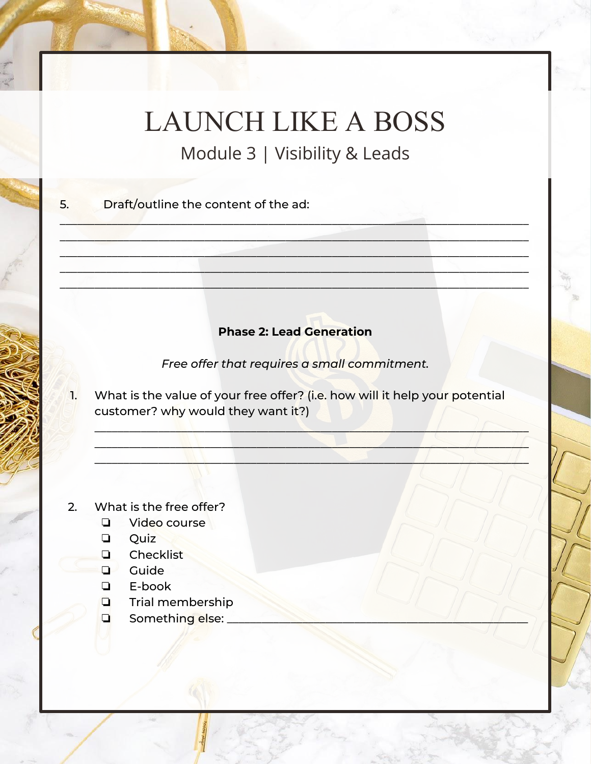# LAUNCH LIKE A BOSS

## Module 3 | Visibility & Leads

5. Draft/outline the content of the ad:

_______________________________________________________________________________
_______________________________________________________________________________
_______________________________________________________________________________
_______________________________________________________________________________
_______________________________________________________________________________

**Phase 2: Lead Generation**

*Free offer that requires a small commitment.*

1. What is the value of your free offer? (i.e. how will it help your potential customer? why would they want it?)

_______________________________________________________________________________
_______________________________________________________________________________
_______________________________________________________________________________

2. What is the free offer?
   - ❏ Video course
   - ❏ Quiz
   - ❏ Checklist
   - ❏ Guide
   - ❏ E-book
   - ❏ Trial membership
   - ❏ Something else: _______________________________________________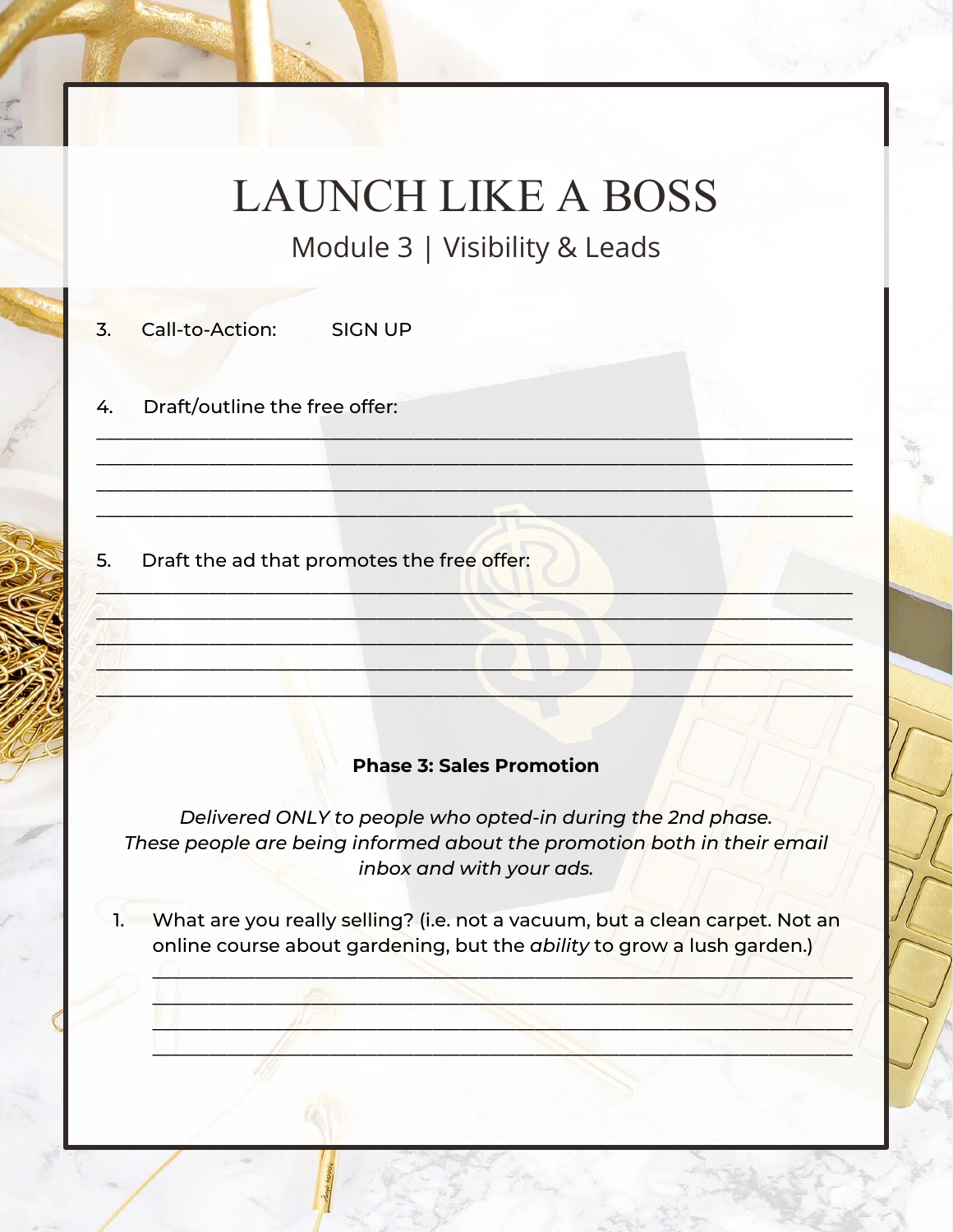# LAUNCH LIKE A BOSS

## Module 3 | Visibility & Leads

3. Call-to-Action: SIGN UP

4. Draft/outline the free offer:

______________________________________________________________________
______________________________________________________________________
______________________________________________________________________
______________________________________________________________________

5. Draft the ad that promotes the free offer:

______________________________________________________________________
______________________________________________________________________
______________________________________________________________________
______________________________________________________________________
______________________________________________________________________

**Phase 3: Sales Promotion**

*Delivered ONLY to people who opted-in during the 2nd phase. These people are being informed about the promotion both in their email inbox and with your ads.*

1. What are you really selling? (i.e. not a vacuum, but a clean carpet. Not an online course about gardening, but the *ability* to grow a lush garden.)

______________________________________________________________________
______________________________________________________________________
______________________________________________________________________
______________________________________________________________________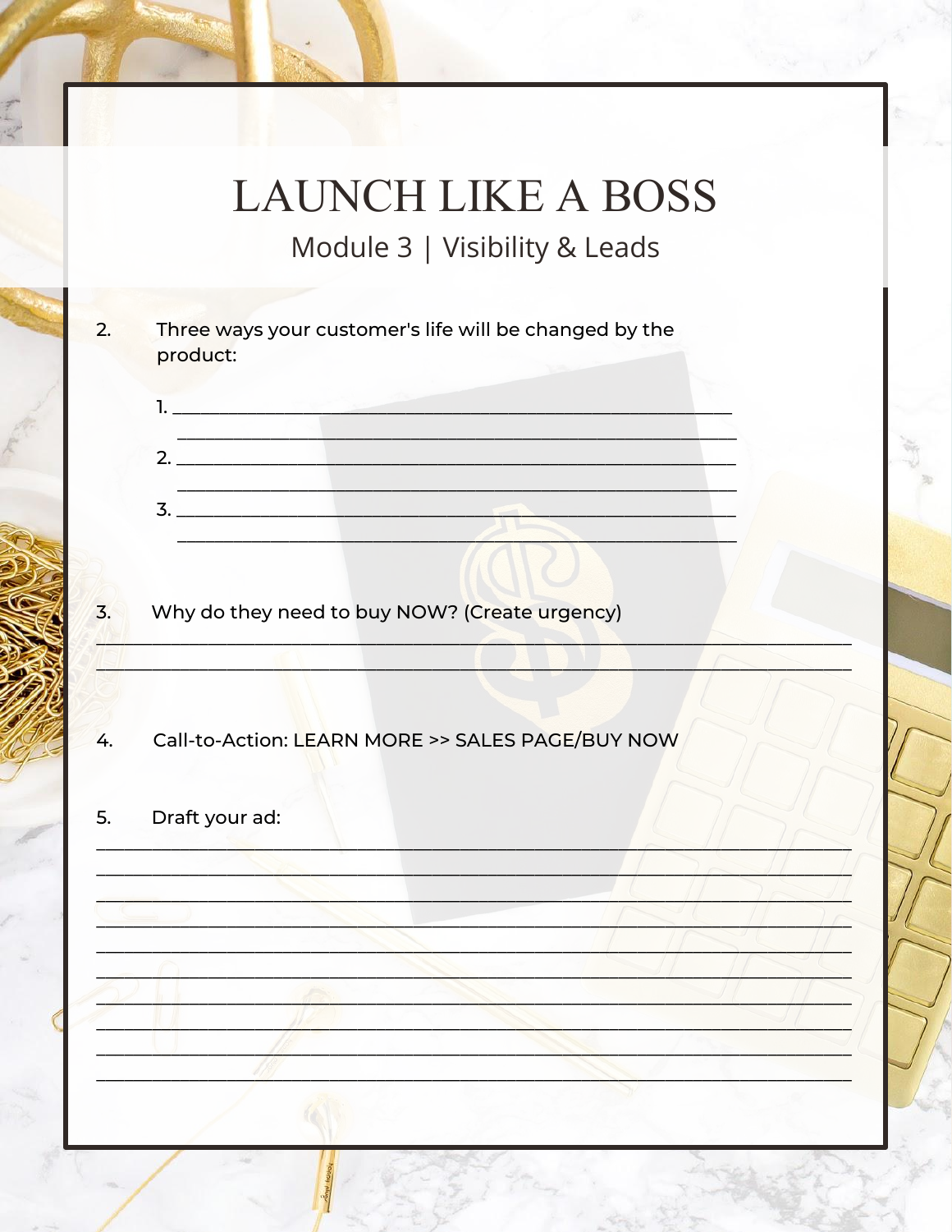# LAUNCH LIKE A BOSS

## Module 3 | Visibility & Leads

2. Three ways your customer's life will be changed by the product:

   1. ____________________________________________
   ____________________________________________
   2. ____________________________________________
   ____________________________________________
   3. ____________________________________________
   ____________________________________________

3. Why do they need to buy NOW? (Create urgency)

____________________________________________
____________________________________________

4. Call-to-Action: LEARN MORE >> SALES PAGE/BUY NOW

5. Draft your ad:

____________________________________________
____________________________________________
____________________________________________
____________________________________________
____________________________________________
____________________________________________
____________________________________________
____________________________________________
____________________________________________
____________________________________________